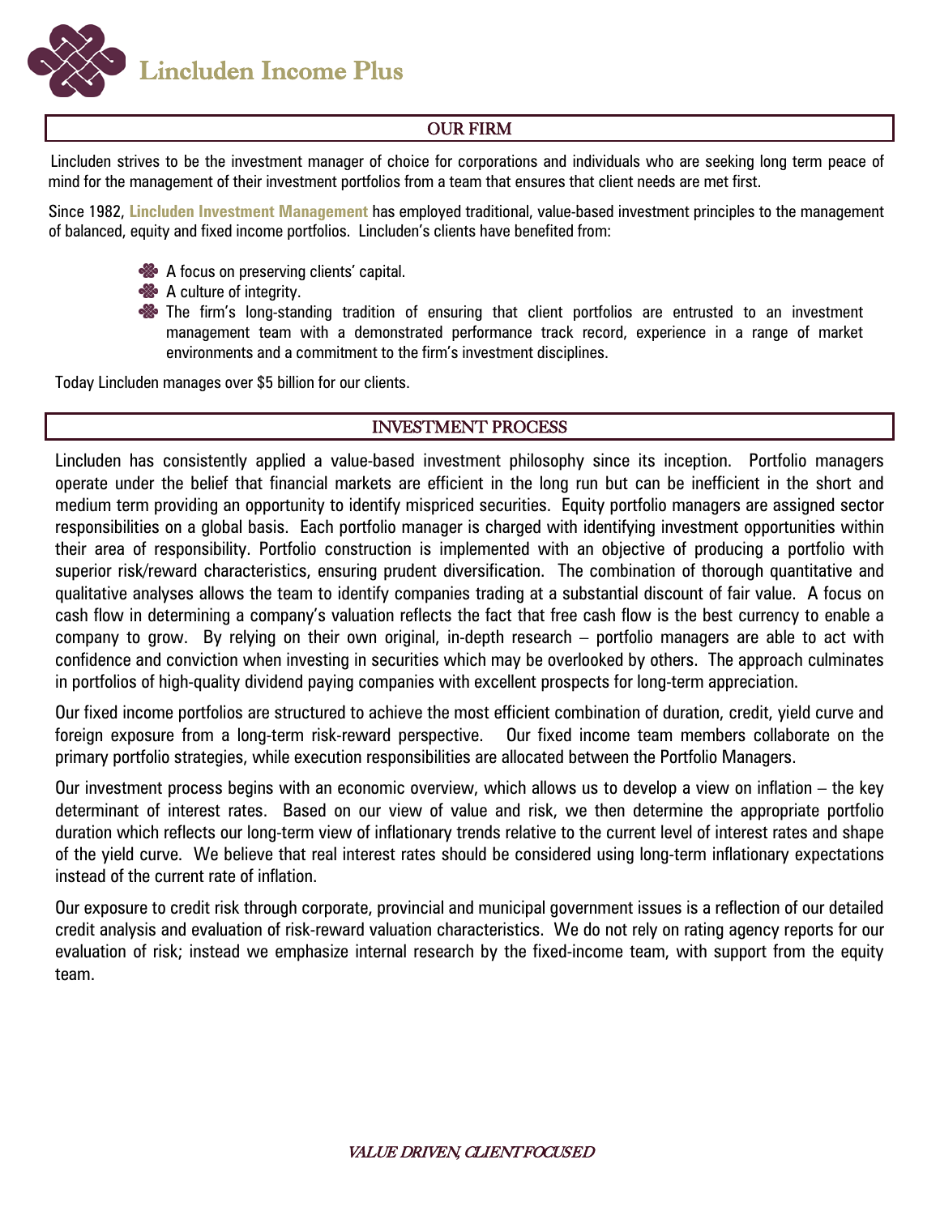# Lincluden Income Plus

## OUR FIRM

Lincluden strives to be the investment manager of choice for corporations and individuals who are seeking long term peace of mind for the management of their investment portfolios from a team that ensures that client needs are met first.

Since 1982, **Lincluden Investment Management** has employed traditional, value-based investment principles to the management of balanced, equity and fixed income portfolios. Lincluden's clients have benefited from:

- A focus on preserving clients' capital.
- A culture of integrity.
- The firm's long-standing tradition of ensuring that client portfolios are entrusted to an investment management team with a demonstrated performance track record, experience in a range of market environments and a commitment to the firm's investment disciplines.

Today Lincluden manages over $5 billion for our clients.

## INVESTMENT PROCESS

Lincluden has consistently applied a value-based investment philosophy since its inception. Portfolio managers operate under the belief that financial markets are efficient in the long run but can be inefficient in the short and medium term providing an opportunity to identify mispriced securities. Equity portfolio managers are assigned sector responsibilities on a global basis. Each portfolio manager is charged with identifying investment opportunities within their area of responsibility. Portfolio construction is implemented with an objective of producing a portfolio with superior risk/reward characteristics, ensuring prudent diversification. The combination of thorough quantitative and qualitative analyses allows the team to identify companies trading at a substantial discount of fair value. A focus on cash flow in determining a company's valuation reflects the fact that free cash flow is the best currency to enable a company to grow. By relying on their own original, in-depth research – portfolio managers are able to act with confidence and conviction when investing in securities which may be overlooked by others. The approach culminates in portfolios of high-quality dividend paying companies with excellent prospects for long-term appreciation.

Our fixed income portfolios are structured to achieve the most efficient combination of duration, credit, yield curve and foreign exposure from a long-term risk-reward perspective. Our fixed income team members collaborate on the primary portfolio strategies, while execution responsibilities are allocated between the Portfolio Managers.

Our investment process begins with an economic overview, which allows us to develop a view on inflation – the key determinant of interest rates. Based on our view of value and risk, we then determine the appropriate portfolio duration which reflects our long-term view of inflationary trends relative to the current level of interest rates and shape of the yield curve. We believe that real interest rates should be considered using long-term inflationary expectations instead of the current rate of inflation.

Our exposure to credit risk through corporate, provincial and municipal government issues is a reflection of our detailed credit analysis and evaluation of risk-reward valuation characteristics. We do not rely on rating agency reports for our evaluation of risk; instead we emphasize internal research by the fixed-income team, with support from the equity team.

*VALUE DRIVEN, CLIENT FOCUSED*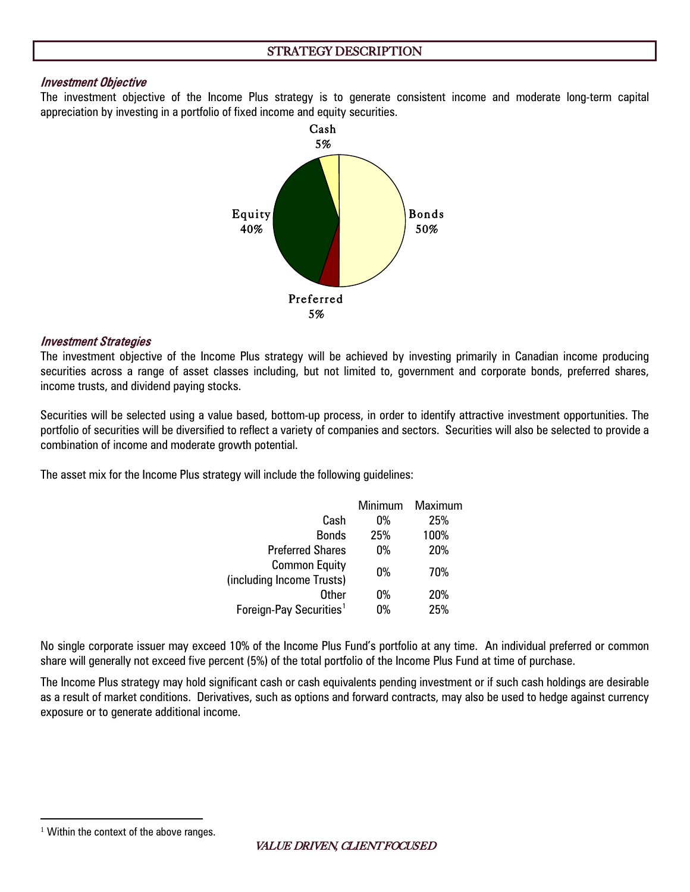## STRATEGY DESCRIPTION

### *Investment Objective*

The investment objective of the Income Plus strategy is to generate consistent income and moderate long-term capital appreciation by investing in a portfolio of fixed income and equity securities.

Cash
5%

Equity
40%

Bonds
50%

Preferred
5%

### *Investment Strategies*

The investment objective of the Income Plus strategy will be achieved by investing primarily in Canadian income producing securities across a range of asset classes including, but not limited to, government and corporate bonds, preferred shares, income trusts, and dividend paying stocks.

Securities will be selected using a value based, bottom-up process, in order to identify attractive investment opportunities. The portfolio of securities will be diversified to reflect a variety of companies and sectors. Securities will also be selected to provide a combination of income and moderate growth potential.

The asset mix for the Income Plus strategy will include the following guidelines:

| | Minimum | Maximum |
|---|---|---|
| Cash | 0% | 25% |
| Bonds | 25% | 100% |
| Preferred Shares | 0% | 20% |
| Common Equity (including Income Trusts) | 0% | 70% |
| Other | 0% | 20% |
| Foreign-Pay Securities[1] | 0% | 25% |

No single corporate issuer may exceed 10% of the Income Plus Fund's portfolio at any time. An individual preferred or common share will generally not exceed five percent (5%) of the total portfolio of the Income Plus Fund at time of purchase.

The Income Plus strategy may hold significant cash or cash equivalents pending investment or if such cash holdings are desirable as a result of market conditions. Derivatives, such as options and forward contracts, may also be used to hedge against currency exposure or to generate additional income.

[1] Within the context of the above ranges.